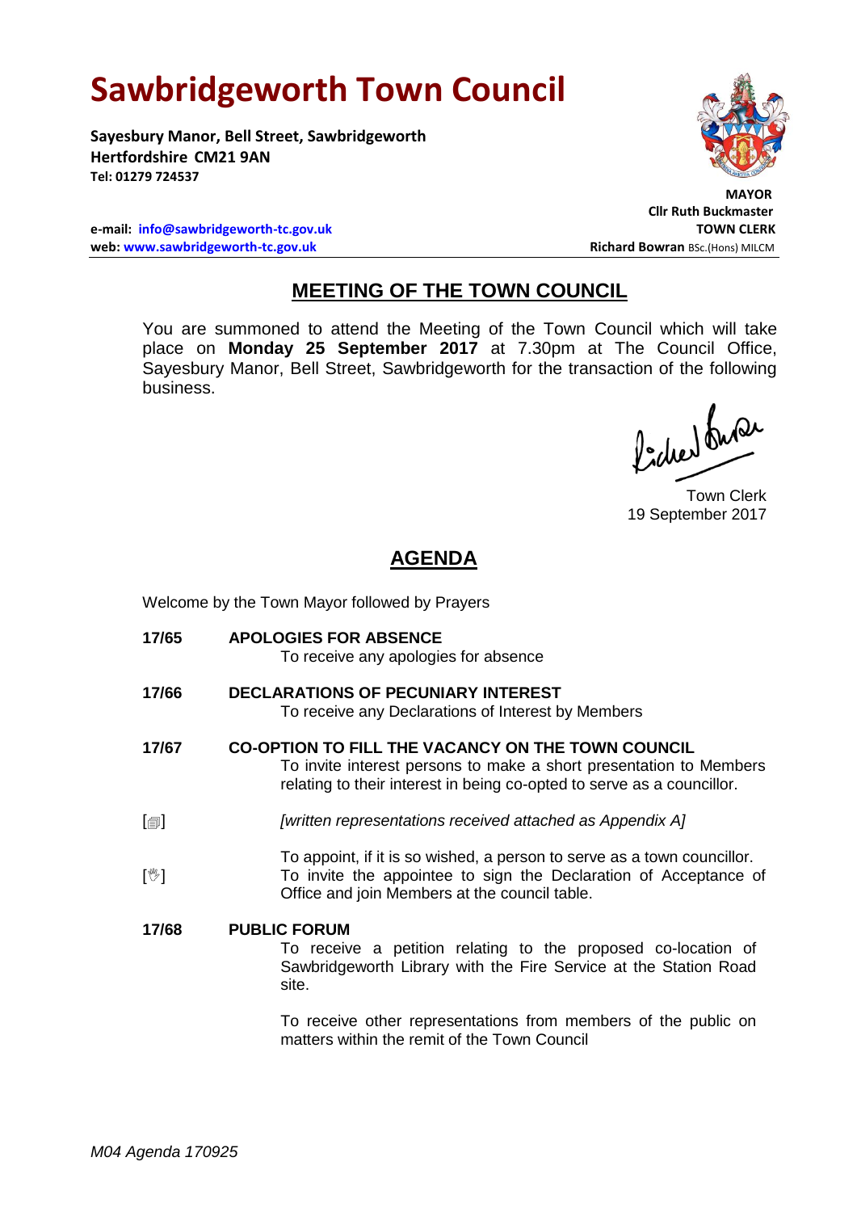# Sawbridgeworth Town Council

**Sayesbury Manor, Bell Street, Sawbridgeworth**
**Hertfordshire CM21 9AN**
**Tel: 01279 724537**

**MAYOR**
**Cllr Ruth Buckmaster**
**TOWN CLERK**
**Richard Bowran** BSc.(Hons) MILCM

**e-mail: info@sawbridgeworth-tc.gov.uk**
**web: www.sawbridgeworth-tc.gov.uk**

## MEETING OF THE TOWN COUNCIL

You are summoned to attend the Meeting of the Town Council which will take place on **Monday 25 September 2017** at 7.30pm at The Council Office, Sayesbury Manor, Bell Street, Sawbridgeworth for the transaction of the following business.

Town Clerk
19 September 2017

## AGENDA

Welcome by the Town Mayor followed by Prayers

**17/65 APOLOGIES FOR ABSENCE**
To receive any apologies for absence

**17/66 DECLARATIONS OF PECUNIARY INTEREST**
To receive any Declarations of Interest by Members

**17/67 CO-OPTION TO FILL THE VACANCY ON THE TOWN COUNCIL**
To invite interest persons to make a short presentation to Members relating to their interest in being co-opted to serve as a councillor.

[🗐] *[written representations received attached as Appendix A]*

To appoint, if it is so wished, a person to serve as a town councillor.

[✋] To invite the appointee to sign the Declaration of Acceptance of Office and join Members at the council table.

**17/68 PUBLIC FORUM**
To receive a petition relating to the proposed co-location of Sawbridgeworth Library with the Fire Service at the Station Road site.

To receive other representations from members of the public on matters within the remit of the Town Council

*M04 Agenda 170925*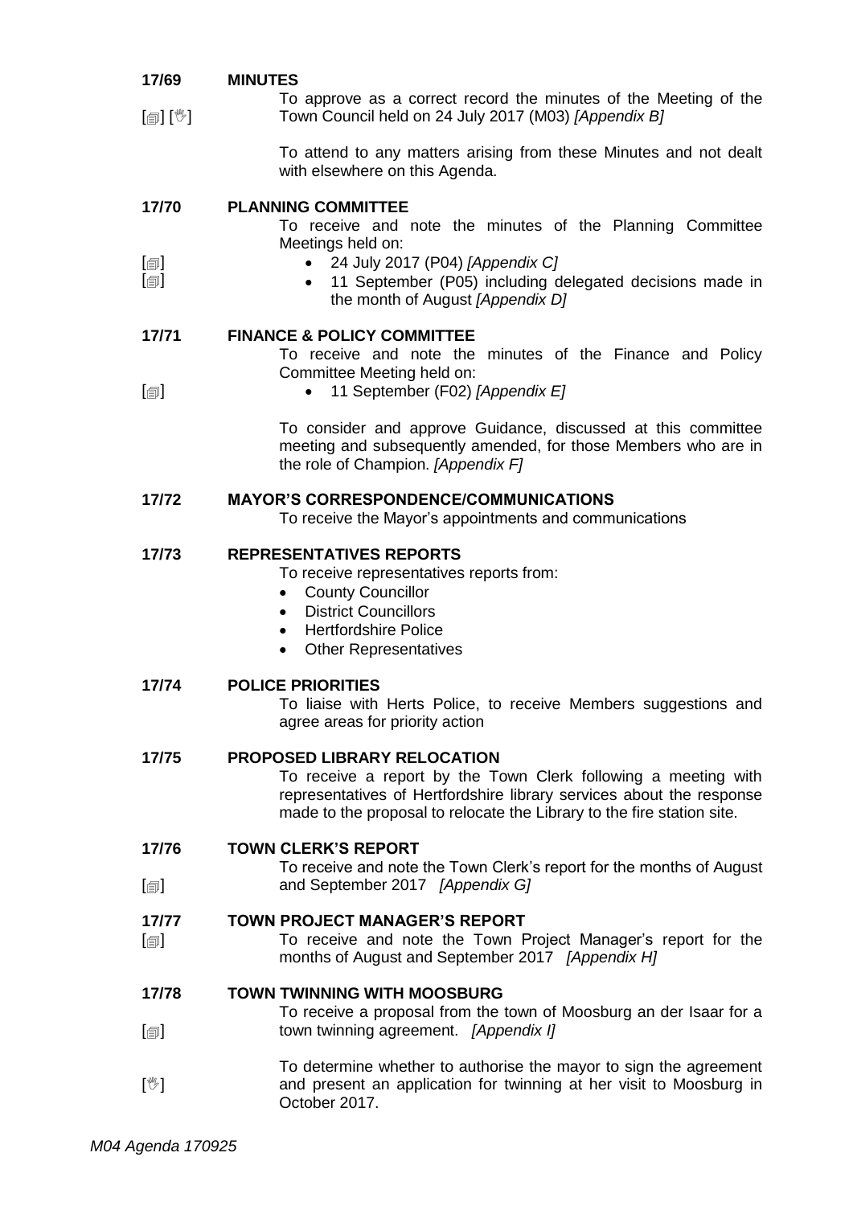**17/69 MINUTES**

[🗐] [✋] To approve as a correct record the minutes of the Meeting of the Town Council held on 24 July 2017 (M03) *[Appendix B]*

To attend to any matters arising from these Minutes and not dealt with elsewhere on this Agenda.

**17/70 PLANNING COMMITTEE**

To receive and note the minutes of the Planning Committee Meetings held on:

[🗐]
- 24 July 2017 (P04) *[Appendix C]*

[🗐]
- 11 September (P05) including delegated decisions made in the month of August *[Appendix D]*

**17/71 FINANCE & POLICY COMMITTEE**

To receive and note the minutes of the Finance and Policy Committee Meeting held on:

[🗐]
- 11 September (F02) *[Appendix E]*

To consider and approve Guidance, discussed at this committee meeting and subsequently amended, for those Members who are in the role of Champion. *[Appendix F]*

**17/72 MAYOR'S CORRESPONDENCE/COMMUNICATIONS**

To receive the Mayor's appointments and communications

**17/73 REPRESENTATIVES REPORTS**

To receive representatives reports from:

- County Councillor
- District Councillors
- Hertfordshire Police
- Other Representatives

**17/74 POLICE PRIORITIES**

To liaise with Herts Police, to receive Members suggestions and agree areas for priority action

**17/75 PROPOSED LIBRARY RELOCATION**

To receive a report by the Town Clerk following a meeting with representatives of Hertfordshire library services about the response made to the proposal to relocate the Library to the fire station site.

**17/76 TOWN CLERK'S REPORT**

[🗐] To receive and note the Town Clerk's report for the months of August and September 2017 *[Appendix G]*

**17/77 TOWN PROJECT MANAGER'S REPORT**

[🗐] To receive and note the Town Project Manager's report for the months of August and September 2017 *[Appendix H]*

**17/78 TOWN TWINNING WITH MOOSBURG**

[🗐] To receive a proposal from the town of Moosburg an der Isaar for a town twinning agreement. *[Appendix I]*

[✋] To determine whether to authorise the mayor to sign the agreement and present an application for twinning at her visit to Moosburg in October 2017.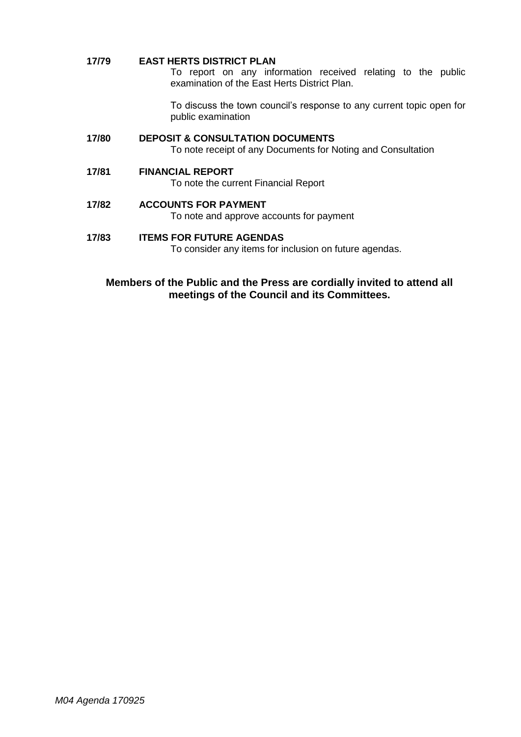**17/79 EAST HERTS DISTRICT PLAN**

To report on any information received relating to the public examination of the East Herts District Plan.

To discuss the town council's response to any current topic open for public examination

**17/80 DEPOSIT & CONSULTATION DOCUMENTS**

To note receipt of any Documents for Noting and Consultation

**17/81 FINANCIAL REPORT**

To note the current Financial Report

**17/82 ACCOUNTS FOR PAYMENT**

To note and approve accounts for payment

**17/83 ITEMS FOR FUTURE AGENDAS**

To consider any items for inclusion on future agendas.

**Members of the Public and the Press are cordially invited to attend all meetings of the Council and its Committees.**